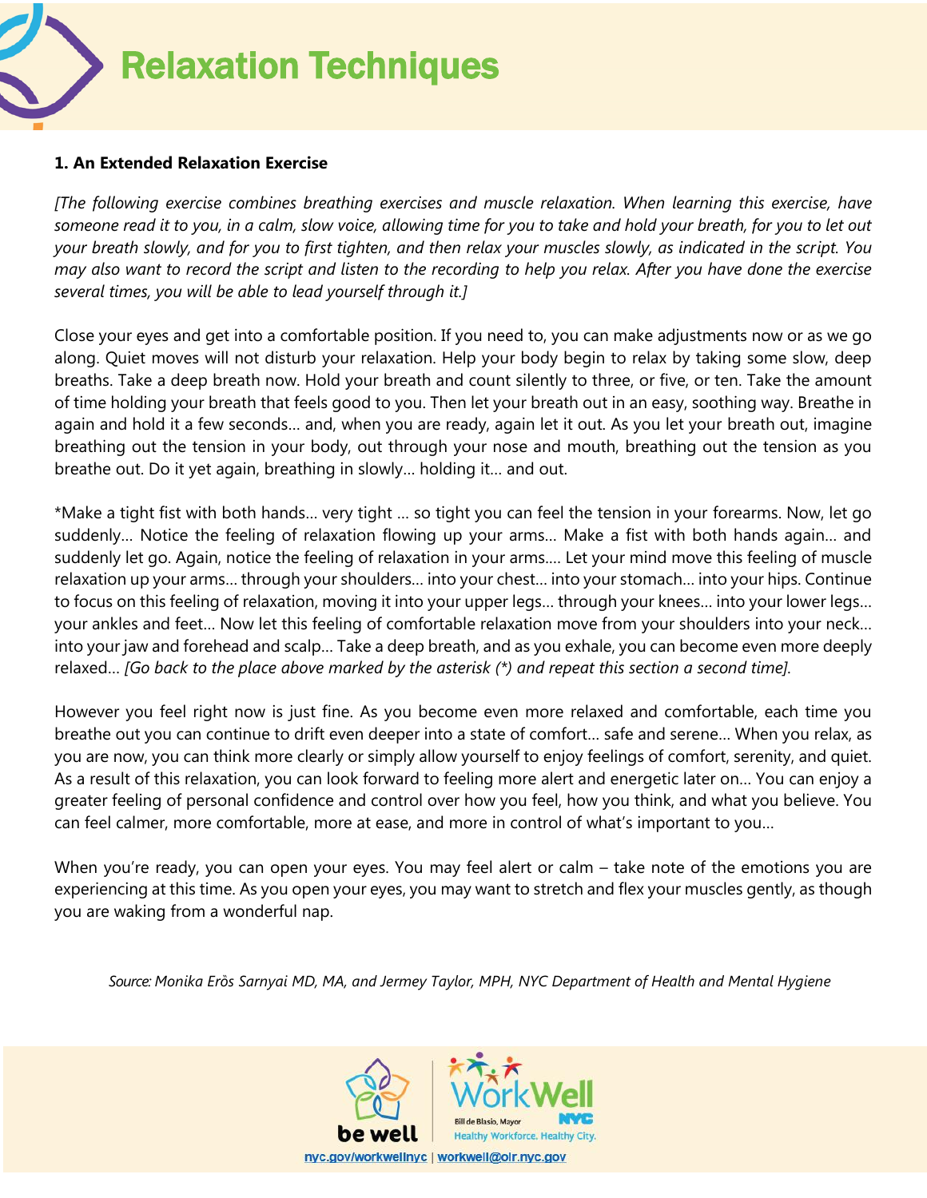# Relaxation Techniques

**1. An Extended Relaxation Exercise**

*[The following exercise combines breathing exercises and muscle relaxation. When learning this exercise, have someone read it to you, in a calm, slow voice, allowing time for you to take and hold your breath, for you to let out your breath slowly, and for you to first tighten, and then relax your muscles slowly, as indicated in the script. You may also want to record the script and listen to the recording to help you relax. After you have done the exercise several times, you will be able to lead yourself through it.]*

Close your eyes and get into a comfortable position. If you need to, you can make adjustments now or as we go along. Quiet moves will not disturb your relaxation. Help your body begin to relax by taking some slow, deep breaths. Take a deep breath now. Hold your breath and count silently to three, or five, or ten. Take the amount of time holding your breath that feels good to you. Then let your breath out in an easy, soothing way. Breathe in again and hold it a few seconds… and, when you are ready, again let it out. As you let your breath out, imagine breathing out the tension in your body, out through your nose and mouth, breathing out the tension as you breathe out. Do it yet again, breathing in slowly… holding it… and out.

*Make a tight fist with both hands… very tight … so tight you can feel the tension in your forearms. Now, let go suddenly… Notice the feeling of relaxation flowing up your arms… Make a fist with both hands again… and suddenly let go. Again, notice the feeling of relaxation in your arms…. Let your mind move this feeling of muscle relaxation up your arms… through your shoulders… into your chest… into your stomach… into your hips. Continue to focus on this feeling of relaxation, moving it into your upper legs… through your knees… into your lower legs… your ankles and feet… Now let this feeling of comfortable relaxation move from your shoulders into your neck… into your jaw and forehead and scalp… Take a deep breath, and as you exhale, you can become even more deeply relaxed… *[Go back to the place above marked by the asterisk (*) and repeat this section a second time]*.

However you feel right now is just fine. As you become even more relaxed and comfortable, each time you breathe out you can continue to drift even deeper into a state of comfort… safe and serene… When you relax, as you are now, you can think more clearly or simply allow yourself to enjoy feelings of comfort, serenity, and quiet. As a result of this relaxation, you can look forward to feeling more alert and energetic later on… You can enjoy a greater feeling of personal confidence and control over how you feel, how you think, and what you believe. You can feel calmer, more comfortable, more at ease, and more in control of what's important to you…

When you're ready, you can open your eyes. You may feel alert or calm – take note of the emotions you are experiencing at this time. As you open your eyes, you may want to stretch and flex your muscles gently, as though you are waking from a wonderful nap.

*Source: Monika Erős Sarnyai MD, MA, and Jermey Taylor, MPH, NYC Department of Health and Mental Hygiene*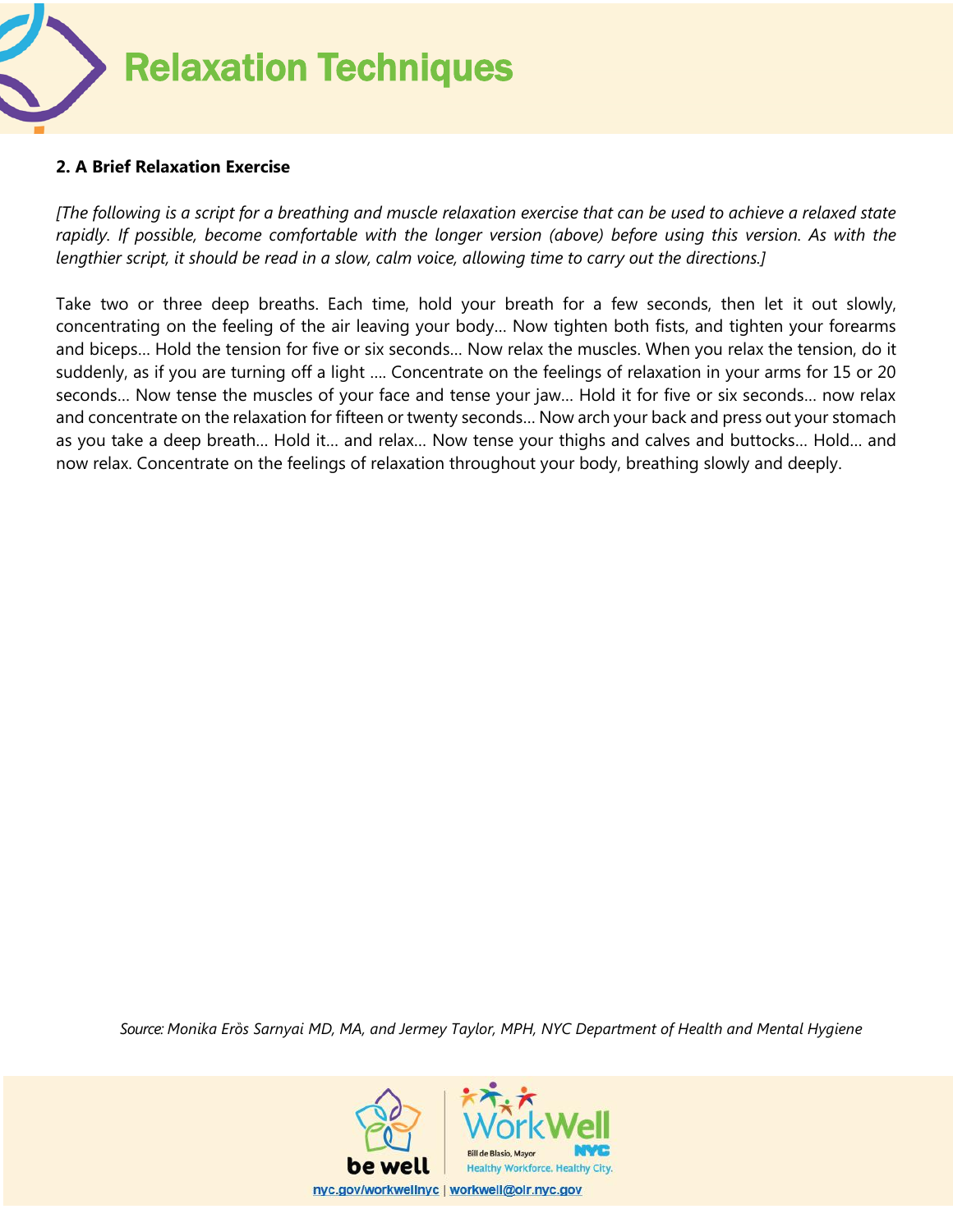# Relaxation Techniques

**2. A Brief Relaxation Exercise**

*[The following is a script for a breathing and muscle relaxation exercise that can be used to achieve a relaxed state rapidly. If possible, become comfortable with the longer version (above) before using this version. As with the lengthier script, it should be read in a slow, calm voice, allowing time to carry out the directions.]*

Take two or three deep breaths. Each time, hold your breath for a few seconds, then let it out slowly, concentrating on the feeling of the air leaving your body… Now tighten both fists, and tighten your forearms and biceps… Hold the tension for five or six seconds… Now relax the muscles. When you relax the tension, do it suddenly, as if you are turning off a light …. Concentrate on the feelings of relaxation in your arms for 15 or 20 seconds… Now tense the muscles of your face and tense your jaw… Hold it for five or six seconds… now relax and concentrate on the relaxation for fifteen or twenty seconds… Now arch your back and press out your stomach as you take a deep breath… Hold it… and relax… Now tense your thighs and calves and buttocks… Hold… and now relax. Concentrate on the feelings of relaxation throughout your body, breathing slowly and deeply.

*Source: Monika Erös Sarnyai MD, MA, and Jermey Taylor, MPH, NYC Department of Health and Mental Hygiene*

be well | WorkWell NYC — Bill de Blasio, Mayor — Healthy Workforce. Healthy City.

nyc.gov/workwellnyc | workwell@olr.nyc.gov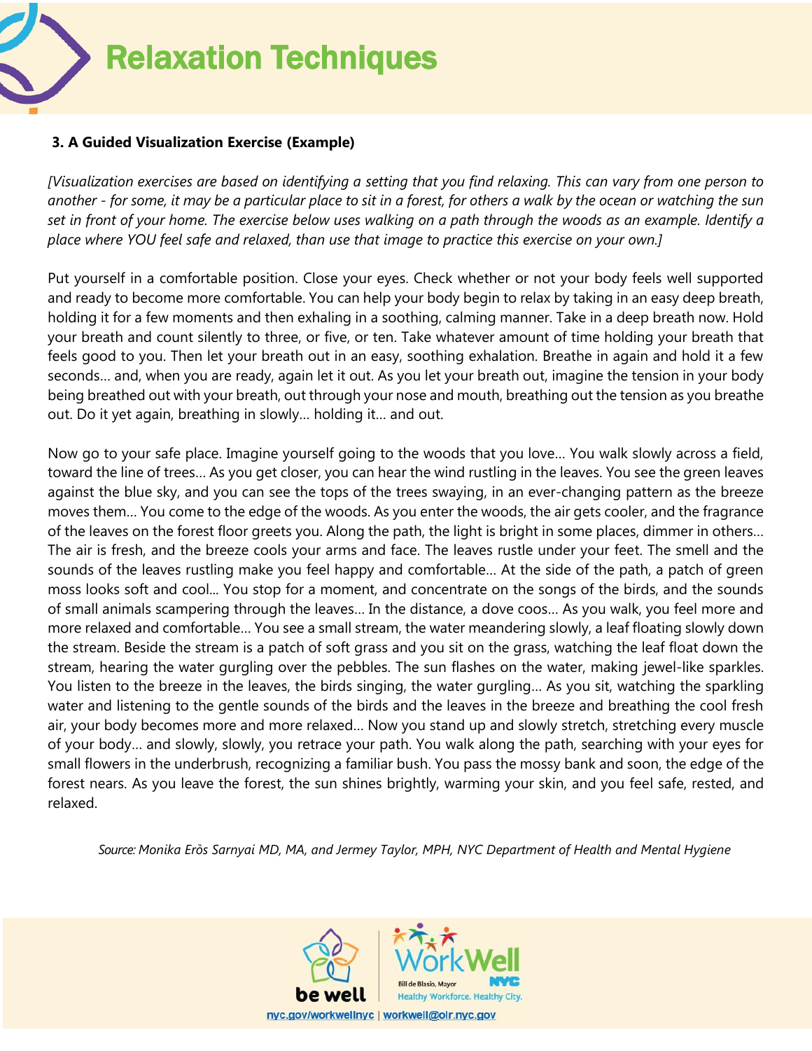# Relaxation Techniques

**3. A Guided Visualization Exercise (Example)**

*[Visualization exercises are based on identifying a setting that you find relaxing. This can vary from one person to another - for some, it may be a particular place to sit in a forest, for others a walk by the ocean or watching the sun set in front of your home. The exercise below uses walking on a path through the woods as an example. Identify a place where YOU feel safe and relaxed, than use that image to practice this exercise on your own.]*

Put yourself in a comfortable position. Close your eyes. Check whether or not your body feels well supported and ready to become more comfortable. You can help your body begin to relax by taking in an easy deep breath, holding it for a few moments and then exhaling in a soothing, calming manner. Take in a deep breath now. Hold your breath and count silently to three, or five, or ten. Take whatever amount of time holding your breath that feels good to you. Then let your breath out in an easy, soothing exhalation. Breathe in again and hold it a few seconds… and, when you are ready, again let it out. As you let your breath out, imagine the tension in your body being breathed out with your breath, out through your nose and mouth, breathing out the tension as you breathe out. Do it yet again, breathing in slowly… holding it… and out.

Now go to your safe place. Imagine yourself going to the woods that you love… You walk slowly across a field, toward the line of trees… As you get closer, you can hear the wind rustling in the leaves. You see the green leaves against the blue sky, and you can see the tops of the trees swaying, in an ever-changing pattern as the breeze moves them… You come to the edge of the woods. As you enter the woods, the air gets cooler, and the fragrance of the leaves on the forest floor greets you. Along the path, the light is bright in some places, dimmer in others… The air is fresh, and the breeze cools your arms and face. The leaves rustle under your feet. The smell and the sounds of the leaves rustling make you feel happy and comfortable… At the side of the path, a patch of green moss looks soft and cool… You stop for a moment, and concentrate on the songs of the birds, and the sounds of small animals scampering through the leaves… In the distance, a dove coos… As you walk, you feel more and more relaxed and comfortable… You see a small stream, the water meandering slowly, a leaf floating slowly down the stream. Beside the stream is a patch of soft grass and you sit on the grass, watching the leaf float down the stream, hearing the water gurgling over the pebbles. The sun flashes on the water, making jewel-like sparkles. You listen to the breeze in the leaves, the birds singing, the water gurgling… As you sit, watching the sparkling water and listening to the gentle sounds of the birds and the leaves in the breeze and breathing the cool fresh air, your body becomes more and more relaxed… Now you stand up and slowly stretch, stretching every muscle of your body… and slowly, slowly, you retrace your path. You walk along the path, searching with your eyes for small flowers in the underbrush, recognizing a familiar bush. You pass the mossy bank and soon, the edge of the forest nears. As you leave the forest, the sun shines brightly, warming your skin, and you feel safe, rested, and relaxed.

*Source: Monika Erȍs Sarnyai MD, MA, and Jermey Taylor, MPH, NYC Department of Health and Mental Hygiene*

be well | WorkWell NYC — Bill de Blasio, Mayor — Healthy Workforce. Healthy City.

nyc.gov/workwellnyc | workwell@olr.nyc.gov